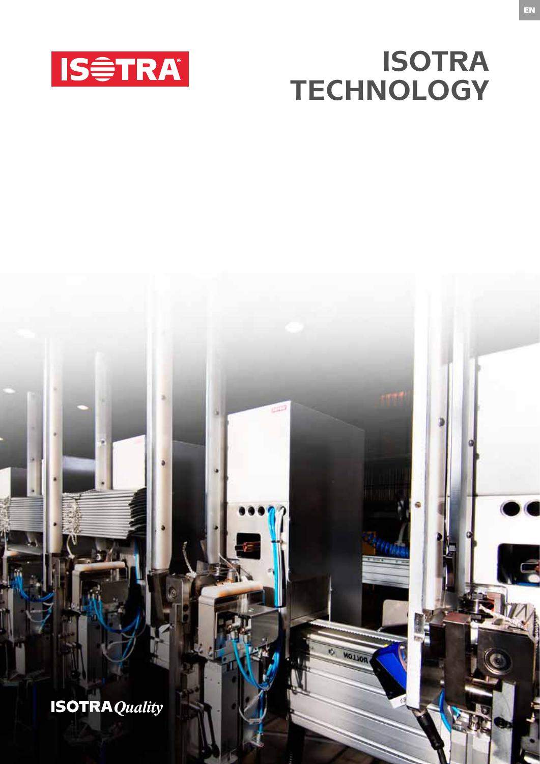EN

ISOTRA

# ISOTRA TECHNOLOGY

ISOTRA*Quality*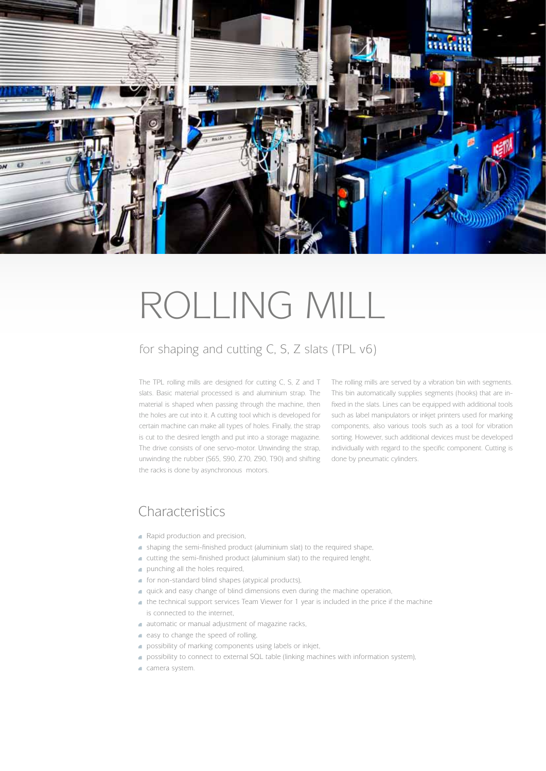# ROLLING MILL

## for shaping and cutting C, S, Z slats (TPL v6)

The TPL rolling mills are designed for cutting C, S, Z and T slats. Basic material processed is and aluminium strap. The material is shaped when passing through the machine, then the holes are cut into it. A cutting tool which is developed for certain machine can make all types of holes. Finally, the strap is cut to the desired length and put into a storage magazine. The drive consists of one servo-motor. Unwinding the strap, unwinding the rubber (S65, S90, Z70, Z90, T90) and shifting the racks is done by asynchronous motors.

The rolling mills are served by a vibration bin with segments. This bin automatically supplies segments (hooks) that are in-fixed in the slats. Lines can be equipped with additional tools such as label manipulators or inkjet printers used for marking components, also various tools such as a tool for vibration sorting. However, such additional devices must be developed individually with regard to the specific component. Cutting is done by pneumatic cylinders.

## Characteristics

- Rapid production and precision,
- shaping the semi-finished product (aluminium slat) to the required shape,
- cutting the semi-finished product (aluminium slat) to the required lenght,
- punching all the holes required,
- for non-standard blind shapes (atypical products),
- quick and easy change of blind dimensions even during the machine operation,
- the technical support services Team Viewer for 1 year is included in the price if the machine is connected to the internet,
- automatic or manual adjustment of magazine racks,
- easy to change the speed of rolling,
- possibility of marking components using labels or inkjet,
- possibility to connect to external SQL table (linking machines with information system),
- camera system.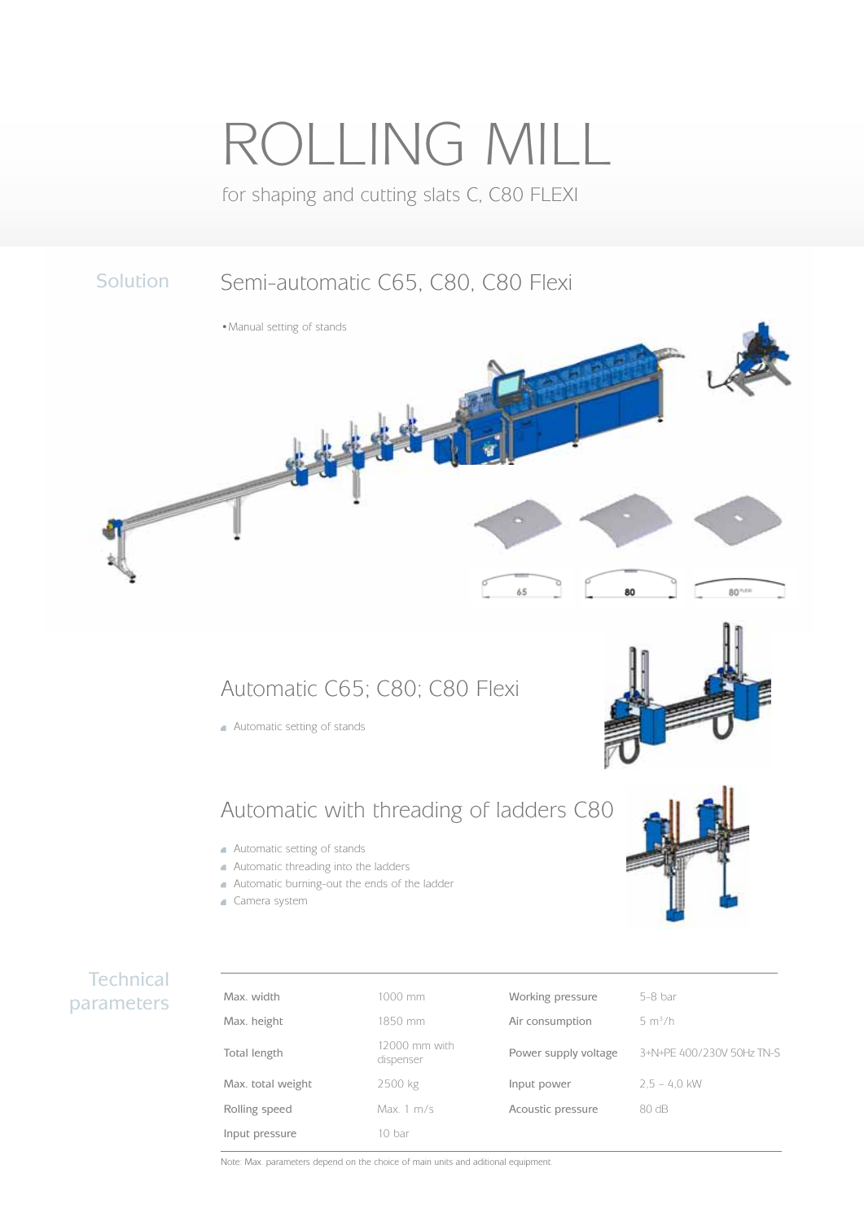# ROLLING MILL

for shaping and cutting slats C, C80 FLEXI

## Solution

### Semi-automatic C65, C80, C80 Flexi

- Manual setting of stands

65 80 80

### Automatic C65; C80; C80 Flexi

- Automatic setting of stands

### Automatic with threading of ladders C80

- Automatic setting of stands
- Automatic threading into the ladders
- Automatic burning-out the ends of the ladder
- Camera system

## Technical parameters

| | | | |
|---|---|---|---|
| Max. width | 1000 mm | Working pressure | 5-8 bar |
| Max. height | 1850 mm | Air consumption | 5 m³/h |
| Total length | 12000 mm with dispenser | Power supply voltage | 3+N+PE 400/230V 50Hz TN-S |
| Max. total weight | 2500 kg | Input power | 2,5 – 4,0 kW |
| Rolling speed | Max. 1 m/s | Acoustic pressure | 80 dB |
| Input pressure | 10 bar | | |

Note: Max. parameters depend on the choice of main units and aditional equipment.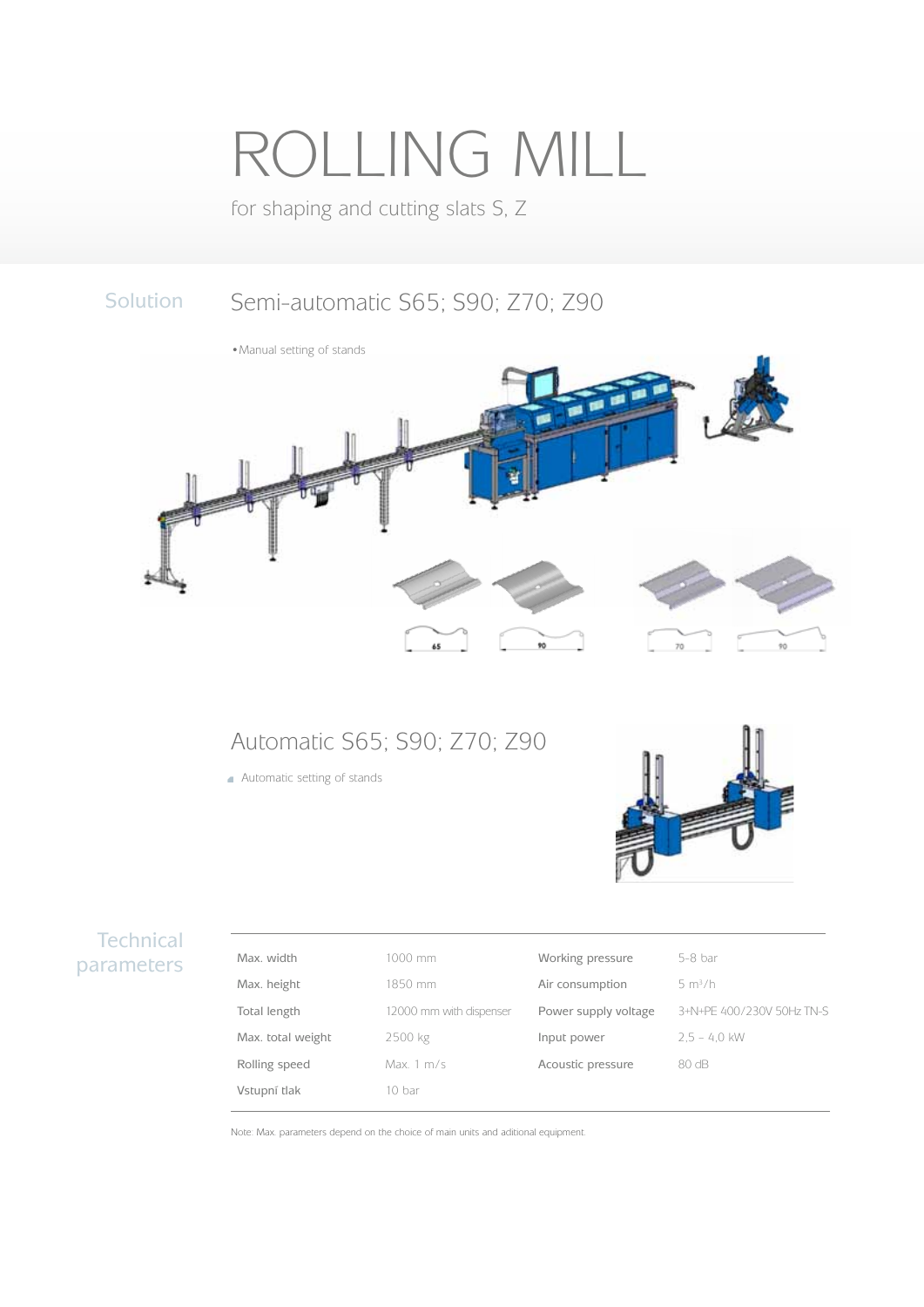# ROLLING MILL

for shaping and cutting slats S, Z

## Solution

### Semi-automatic S65; S90; Z70; Z90

- Manual setting of stands

### Automatic S65; S90; Z70; Z90

- Automatic setting of stands

## Technical parameters

| | | | |
|---|---|---|---|
| Max. width | 1000 mm | Working pressure | 5-8 bar |
| Max. height | 1850 mm | Air consumption | 5 $m^3$/h |
| Total length | 12000 mm with dispenser | Power supply voltage | 3+N+PE 400/230V 50Hz TN-S |
| Max. total weight | 2500 kg | Input power | 2,5 – 4,0 kW |
| Rolling speed | Max. 1 m/s | Acoustic pressure | 80 dB |
| Vstupní tlak | 10 bar | | |

Note: Max. parameters depend on the choice of main units and aditional equipment.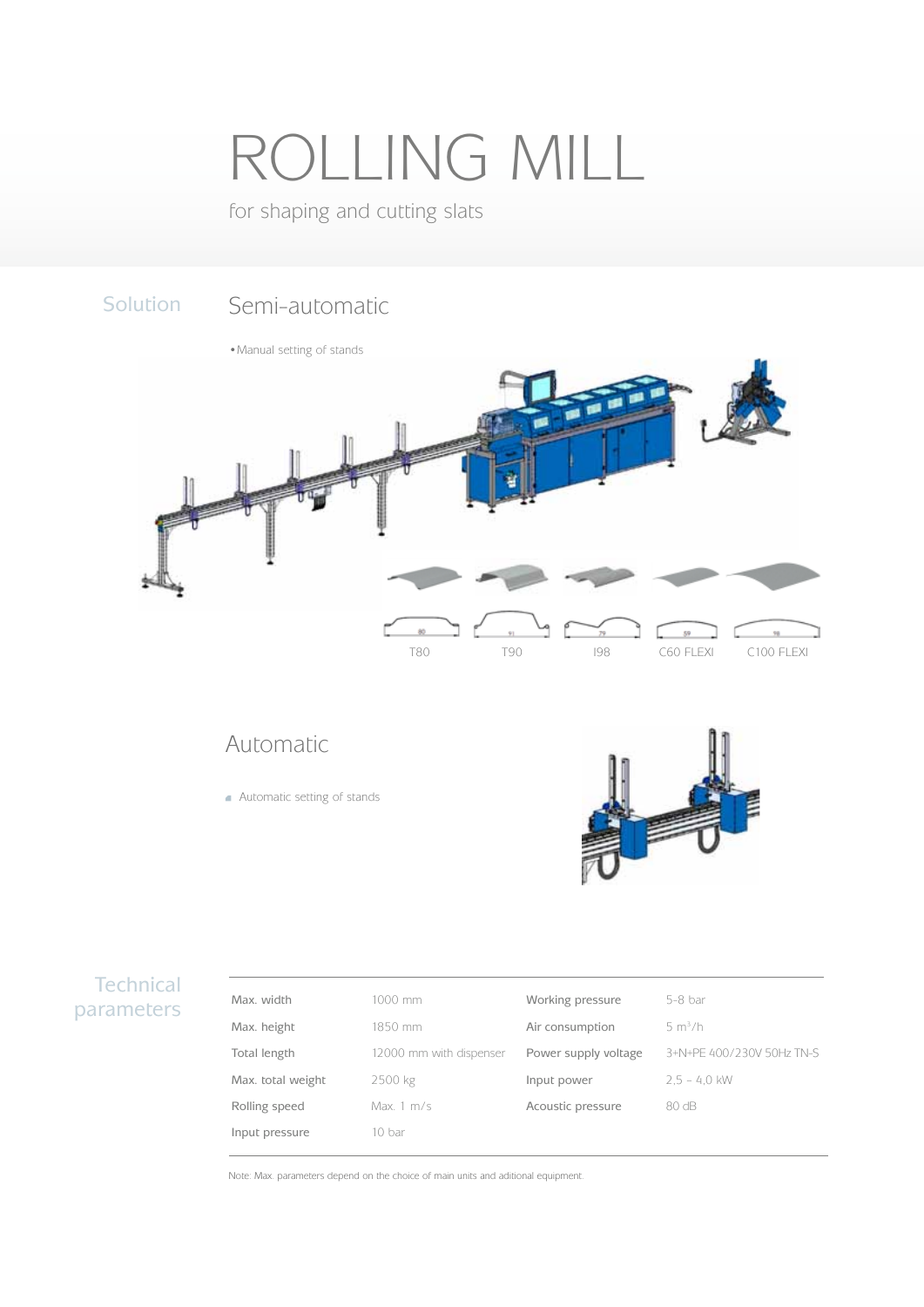# ROLLING MILL

for shaping and cutting slats

## Solution

### Semi-automatic

- Manual setting of stands

T80 | T90 | I98 | C60 FLEXI | C100 FLEXI

### Automatic

- Automatic setting of stands

## Technical parameters

| | | | |
|---|---|---|---|
| Max. width | 1000 mm | Working pressure | 5-8 bar |
| Max. height | 1850 mm | Air consumption | 5 $m^3/h$ |
| Total length | 12000 mm with dispenser | Power supply voltage | 3+N+PE 400/230V 50Hz TN-S |
| Max. total weight | 2500 kg | Input power | 2,5 – 4,0 kW |
| Rolling speed | Max. 1 m/s | Acoustic pressure | 80 dB |
| Input pressure | 10 bar | | |

Note: Max. parameters depend on the choice of main units and aditional equipment.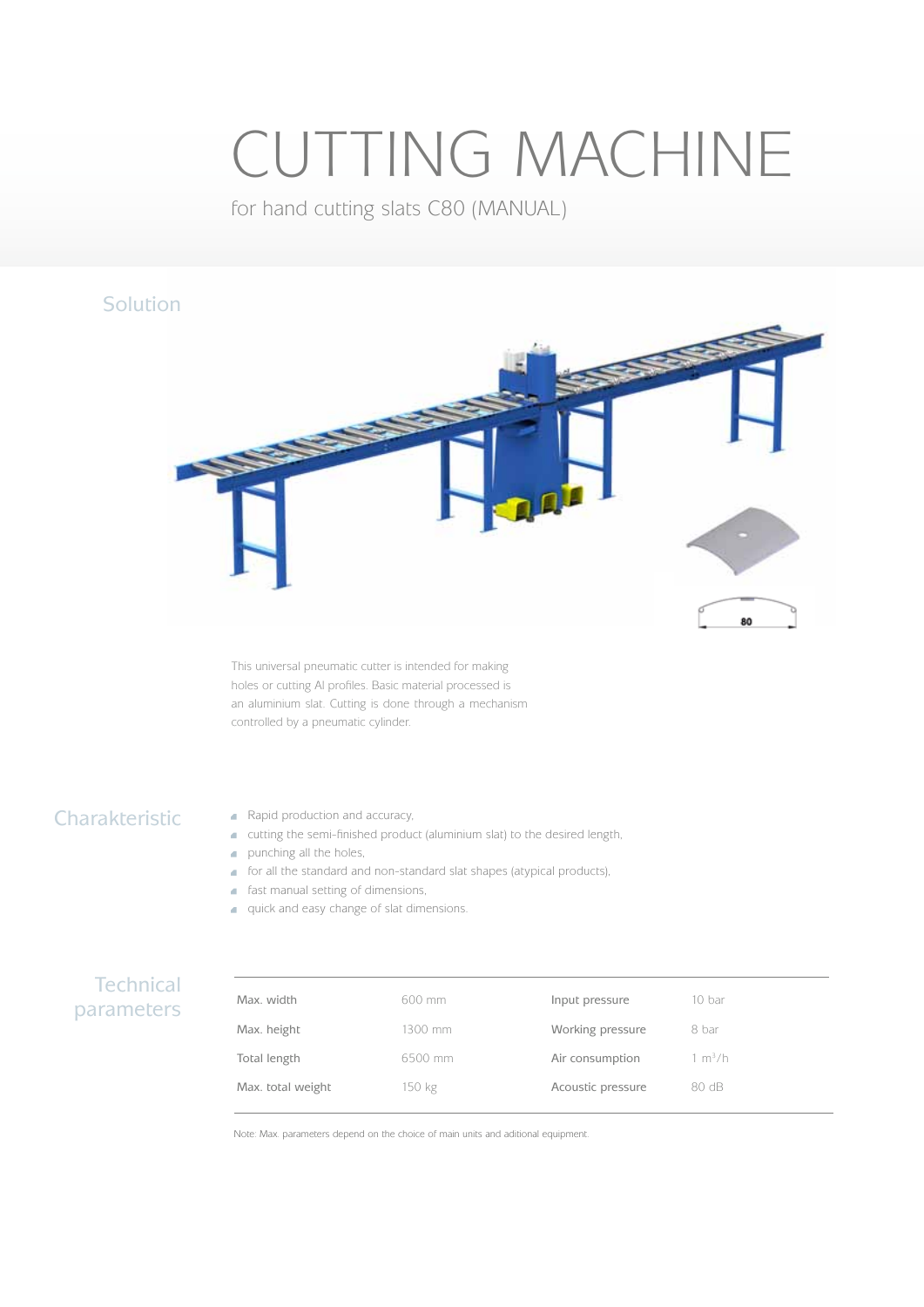# CUTTING MACHINE

for hand cutting slats C80 (MANUAL)

## Solution

This universal pneumatic cutter is intended for making holes or cutting Al profiles. Basic material processed is an aluminium slat. Cutting is done through a mechanism controlled by a pneumatic cylinder.

## Charakteristic

- Rapid production and accuracy,
- cutting the semi-finished product (aluminium slat) to the desired length,
- punching all the holes,
- for all the standard and non-standard slat shapes (atypical products),
- fast manual setting of dimensions,
- quick and easy change of slat dimensions.

## Technical parameters

| | | | |
|---|---|---|---|
| Max. width | 600 mm | Input pressure | 10 bar |
| Max. height | 1300 mm | Working pressure | 8 bar |
| Total length | 6500 mm | Air consumption | 1 $m^3$/h |
| Max. total weight | 150 kg | Acoustic pressure | 80 dB |

Note: Max. parameters depend on the choice of main units and aditional equipment.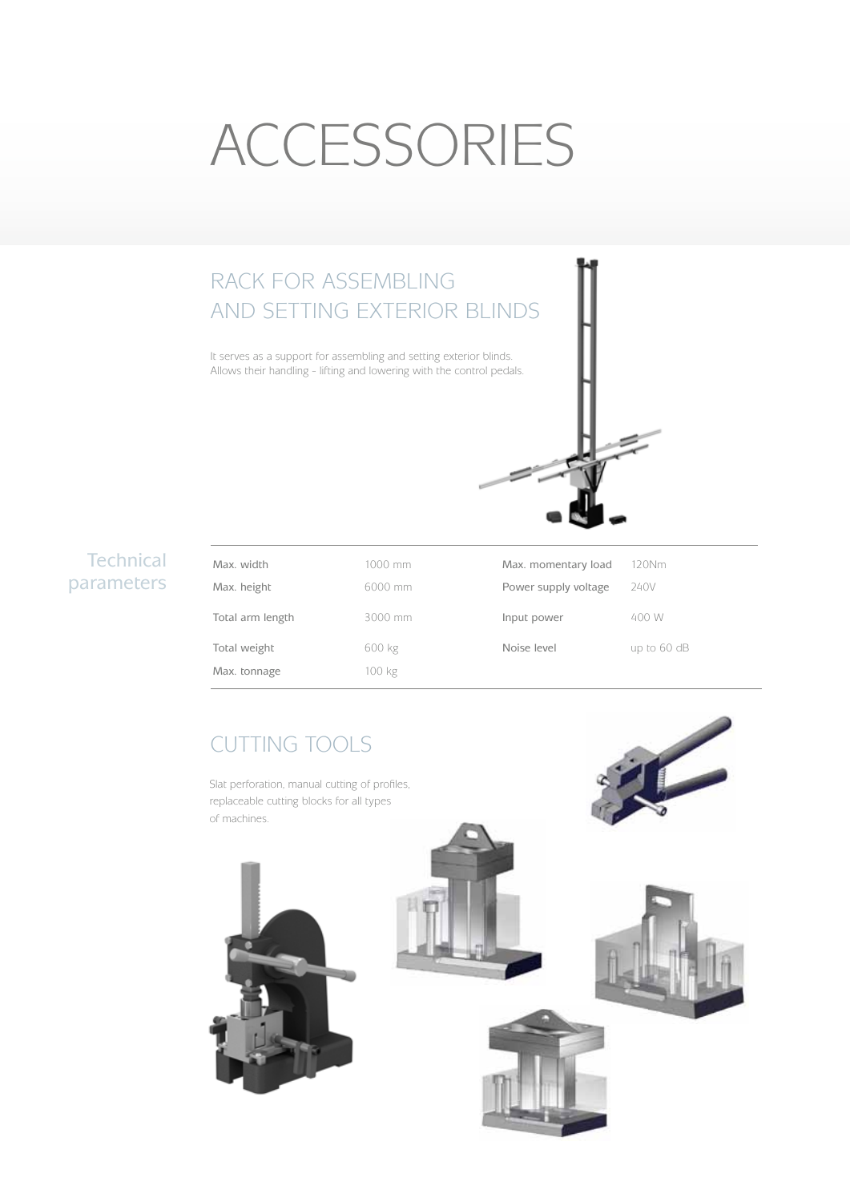# ACCESSORIES

## RACK FOR ASSEMBLING AND SETTING EXTERIOR BLINDS

It serves as a support for assembling and setting exterior blinds. Allows their handling - lifting and lowering with the control pedals.

### Technical parameters

| | | | |
|---|---|---|---|
| Max. width | 1000 mm | Max. momentary load | 120Nm |
| Max. height | 6000 mm | Power supply voltage | 240V |
| Total arm length | 3000 mm | Input power | 400 W |
| Total weight | 600 kg | Noise level | up to 60 dB |
| Max. tonnage | 100 kg | | |

## CUTTING TOOLS

Slat perforation, manual cutting of profiles, replaceable cutting blocks for all types of machines.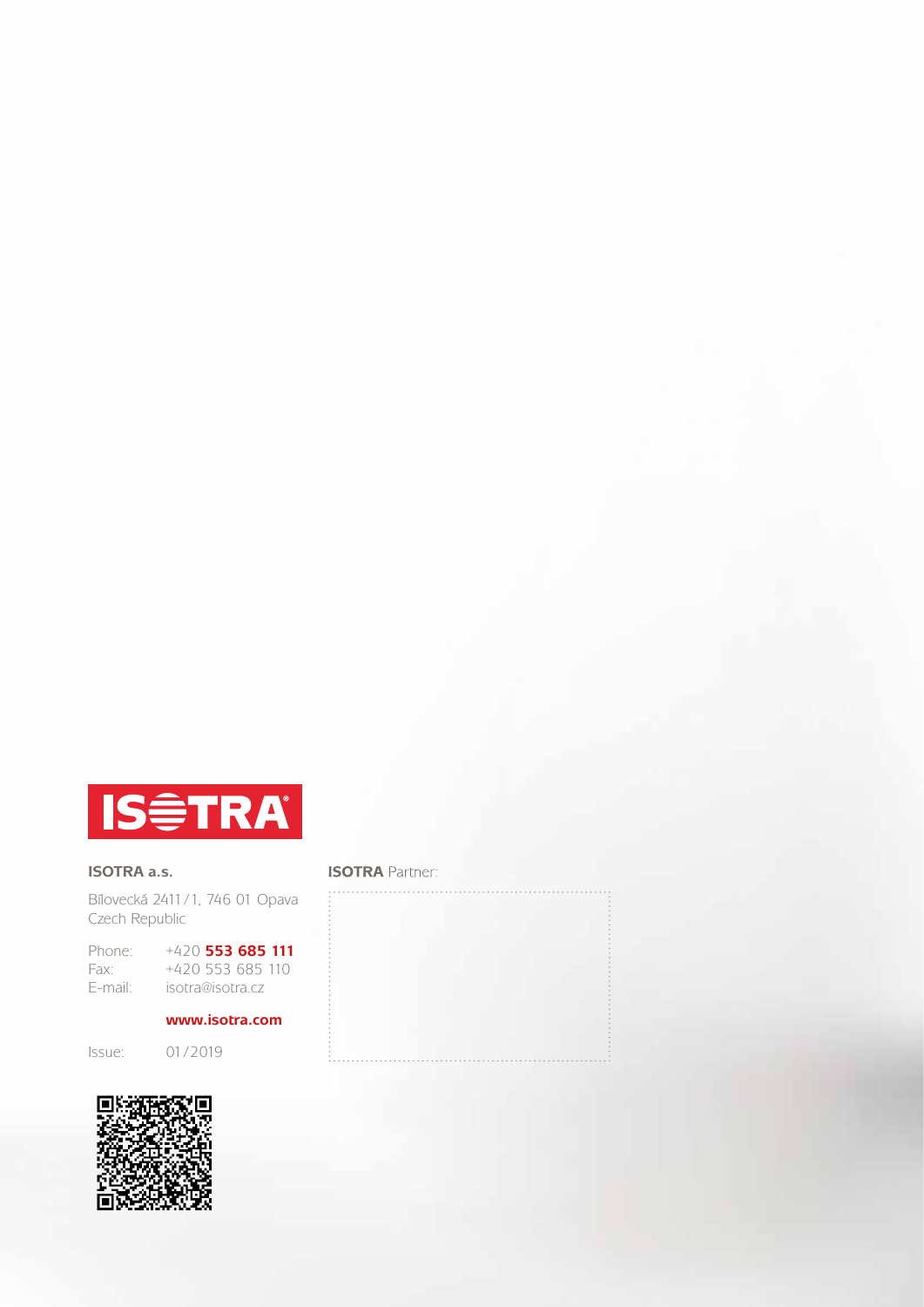ISOTRA

**ISOTRA a.s.**

Bílovecká 2411/1, 746 01 Opava
Czech Republic

| | |
|---|---|
| Phone: | +420 **553 685 111** |
| Fax: | +420 553 685 110 |
| E-mail: | isotra@isotra.cz |
| | **www.isotra.com** |
| Issue: | 01/2019 |

**ISOTRA** Partner: